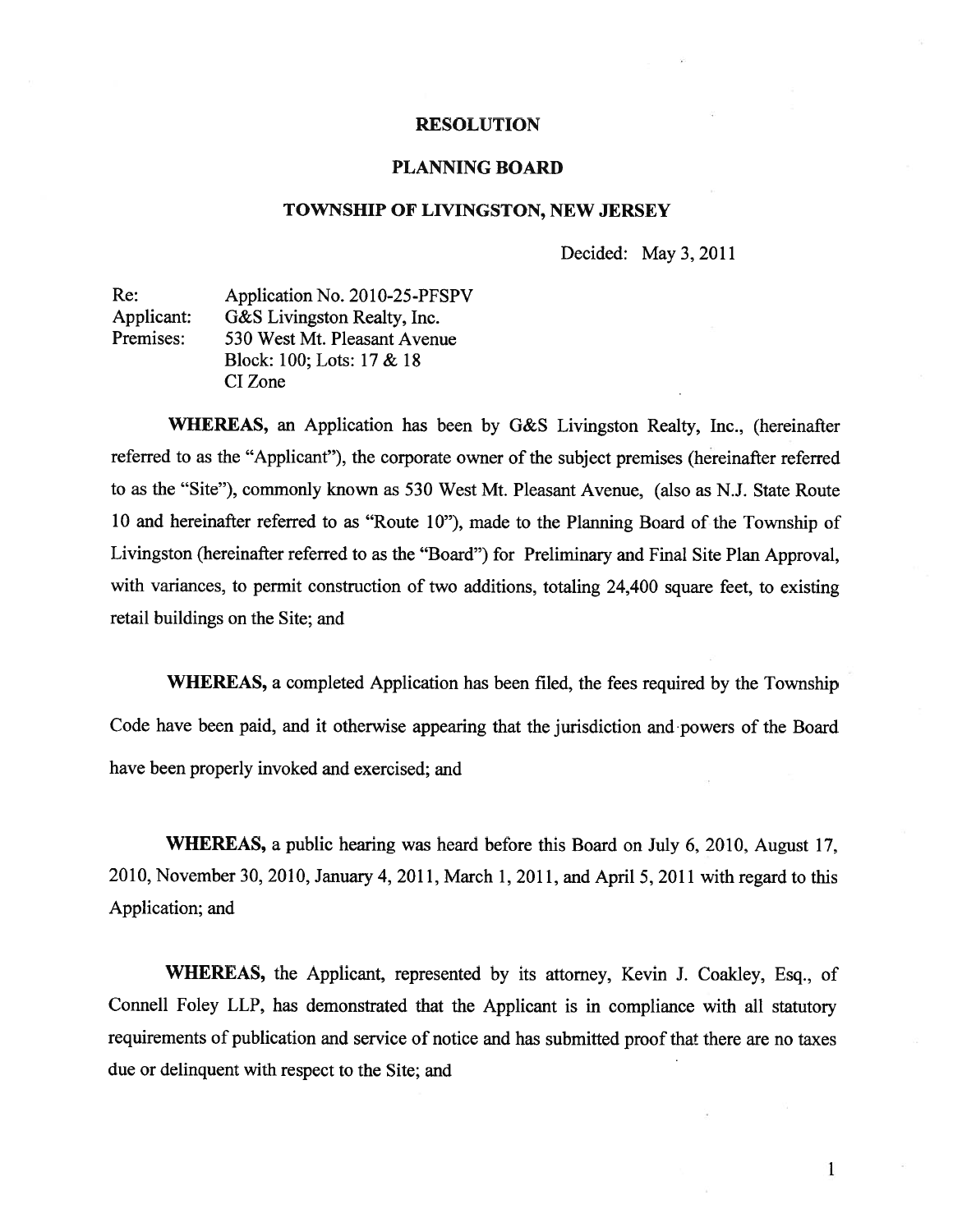# RESOLUTION

## PLANNING BOARD

## TOWNSHIP OF LIVINGSTON, NEW JERSEY

Decided: May 3, 2011

Re: Application No. 2010-25-PFSPV
Applicant: G&S Livingston Realty, Inc.
Premises: 530 West Mt. Pleasant Avenue
Block: 100; Lots: 17 & 18
CI Zone

**WHEREAS,** an Application has been by G&S Livingston Realty, Inc., (hereinafter referred to as the "Applicant"), the corporate owner of the subject premises (hereinafter referred to as the "Site"), commonly known as 530 West Mt. Pleasant Avenue, (also as N.J. State Route 10 and hereinafter referred to as "Route 10"), made to the Planning Board of the Township of Livingston (hereinafter referred to as the "Board") for Preliminary and Final Site Plan Approval, with variances, to permit construction of two additions, totaling 24,400 square feet, to existing retail buildings on the Site; and

**WHEREAS,** a completed Application has been filed, the fees required by the Township Code have been paid, and it otherwise appearing that the jurisdiction and powers of the Board have been properly invoked and exercised; and

**WHEREAS,** a public hearing was heard before this Board on July 6, 2010, August 17, 2010, November 30, 2010, January 4, 2011, March 1, 2011, and April 5, 2011 with regard to this Application; and

**WHEREAS,** the Applicant, represented by its attorney, Kevin J. Coakley, Esq., of Connell Foley LLP, has demonstrated that the Applicant is in compliance with all statutory requirements of publication and service of notice and has submitted proof that there are no taxes due or delinquent with respect to the Site; and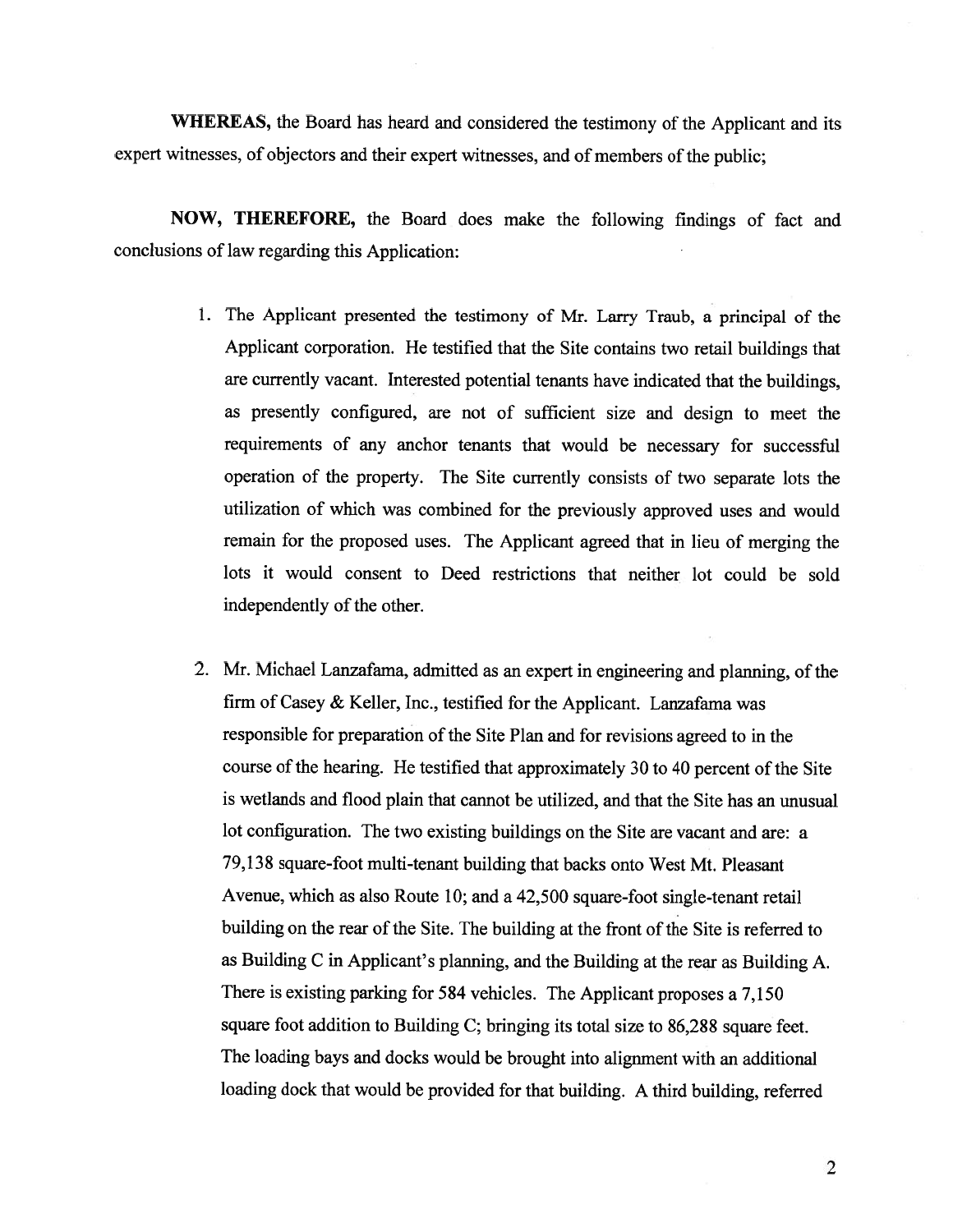**WHEREAS,** the Board has heard and considered the testimony of the Applicant and its expert witnesses, of objectors and their expert witnesses, and of members of the public;

**NOW, THEREFORE,** the Board does make the following findings of fact and conclusions of law regarding this Application:

1. The Applicant presented the testimony of Mr. Larry Traub, a principal of the Applicant corporation. He testified that the Site contains two retail buildings that are currently vacant. Interested potential tenants have indicated that the buildings, as presently configured, are not of sufficient size and design to meet the requirements of any anchor tenants that would be necessary for successful operation of the property. The Site currently consists of two separate lots the utilization of which was combined for the previously approved uses and would remain for the proposed uses. The Applicant agreed that in lieu of merging the lots it would consent to Deed restrictions that neither lot could be sold independently of the other.

2. Mr. Michael Lanzafama, admitted as an expert in engineering and planning, of the firm of Casey & Keller, Inc., testified for the Applicant. Lanzafama was responsible for preparation of the Site Plan and for revisions agreed to in the course of the hearing. He testified that approximately 30 to 40 percent of the Site is wetlands and flood plain that cannot be utilized, and that the Site has an unusual lot configuration. The two existing buildings on the Site are vacant and are: a 79,138 square-foot multi-tenant building that backs onto West Mt. Pleasant Avenue, which as also Route 10; and a 42,500 square-foot single-tenant retail building on the rear of the Site. The building at the front of the Site is referred to as Building C in Applicant's planning, and the Building at the rear as Building A. There is existing parking for 584 vehicles. The Applicant proposes a 7,150 square foot addition to Building C; bringing its total size to 86,288 square feet. The loading bays and docks would be brought into alignment with an additional loading dock that would be provided for that building. A third building, referred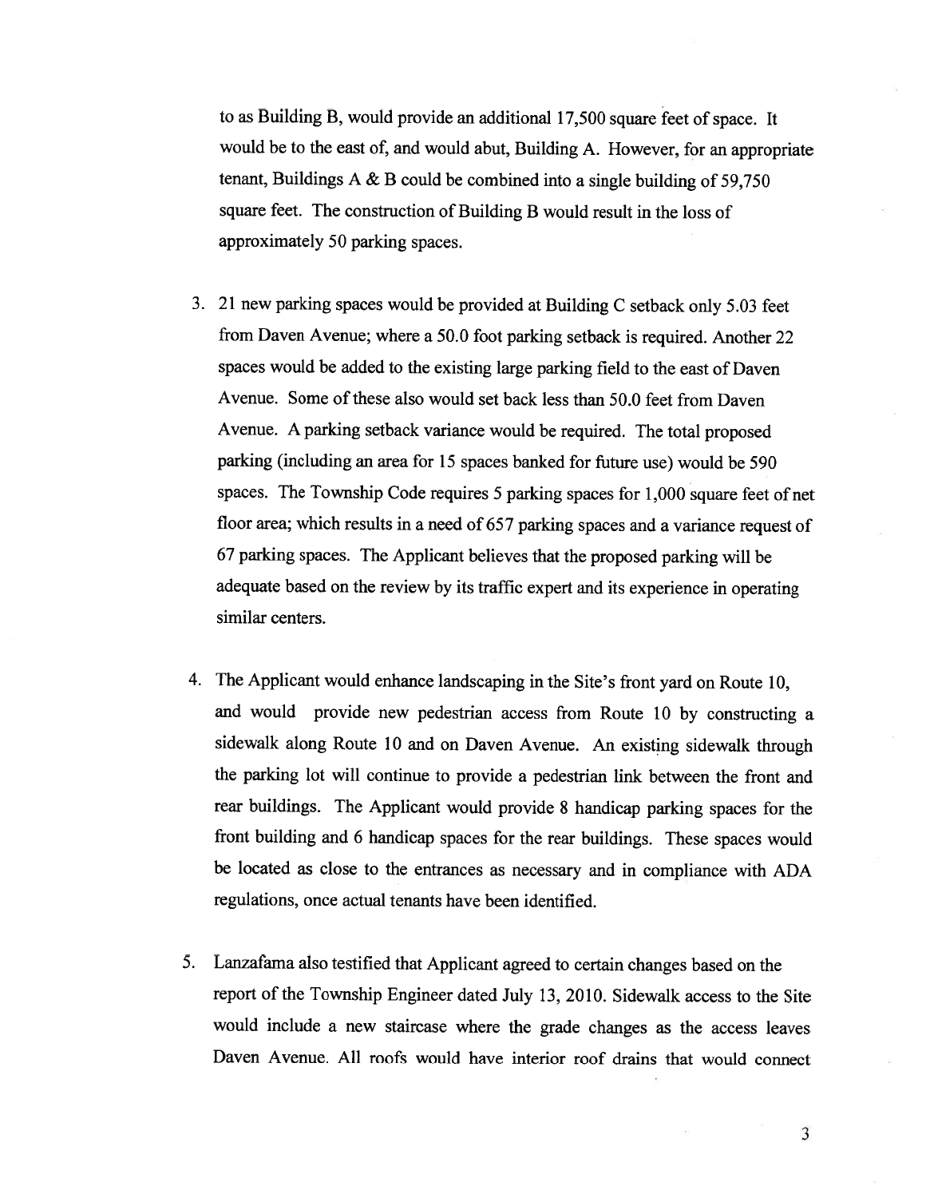to as Building B, would provide an additional 17,500 square feet of space. It would be to the east of, and would abut, Building A. However, for an appropriate tenant, Buildings A & B could be combined into a single building of 59,750 square feet. The construction of Building B would result in the loss of approximately 50 parking spaces.

3. 21 new parking spaces would be provided at Building C setback only 5.03 feet from Daven Avenue; where a 50.0 foot parking setback is required. Another 22 spaces would be added to the existing large parking field to the east of Daven Avenue. Some of these also would set back less than 50.0 feet from Daven Avenue. A parking setback variance would be required. The total proposed parking (including an area for 15 spaces banked for future use) would be 590 spaces. The Township Code requires 5 parking spaces for 1,000 square feet of net floor area; which results in a need of 657 parking spaces and a variance request of 67 parking spaces. The Applicant believes that the proposed parking will be adequate based on the review by its traffic expert and its experience in operating similar centers.

4. The Applicant would enhance landscaping in the Site's front yard on Route 10, and would provide new pedestrian access from Route 10 by constructing a sidewalk along Route 10 and on Daven Avenue. An existing sidewalk through the parking lot will continue to provide a pedestrian link between the front and rear buildings. The Applicant would provide 8 handicap parking spaces for the front building and 6 handicap spaces for the rear buildings. These spaces would be located as close to the entrances as necessary and in compliance with ADA regulations, once actual tenants have been identified.

5. Lanzafama also testified that Applicant agreed to certain changes based on the report of the Township Engineer dated July 13, 2010. Sidewalk access to the Site would include a new staircase where the grade changes as the access leaves Daven Avenue. All roofs would have interior roof drains that would connect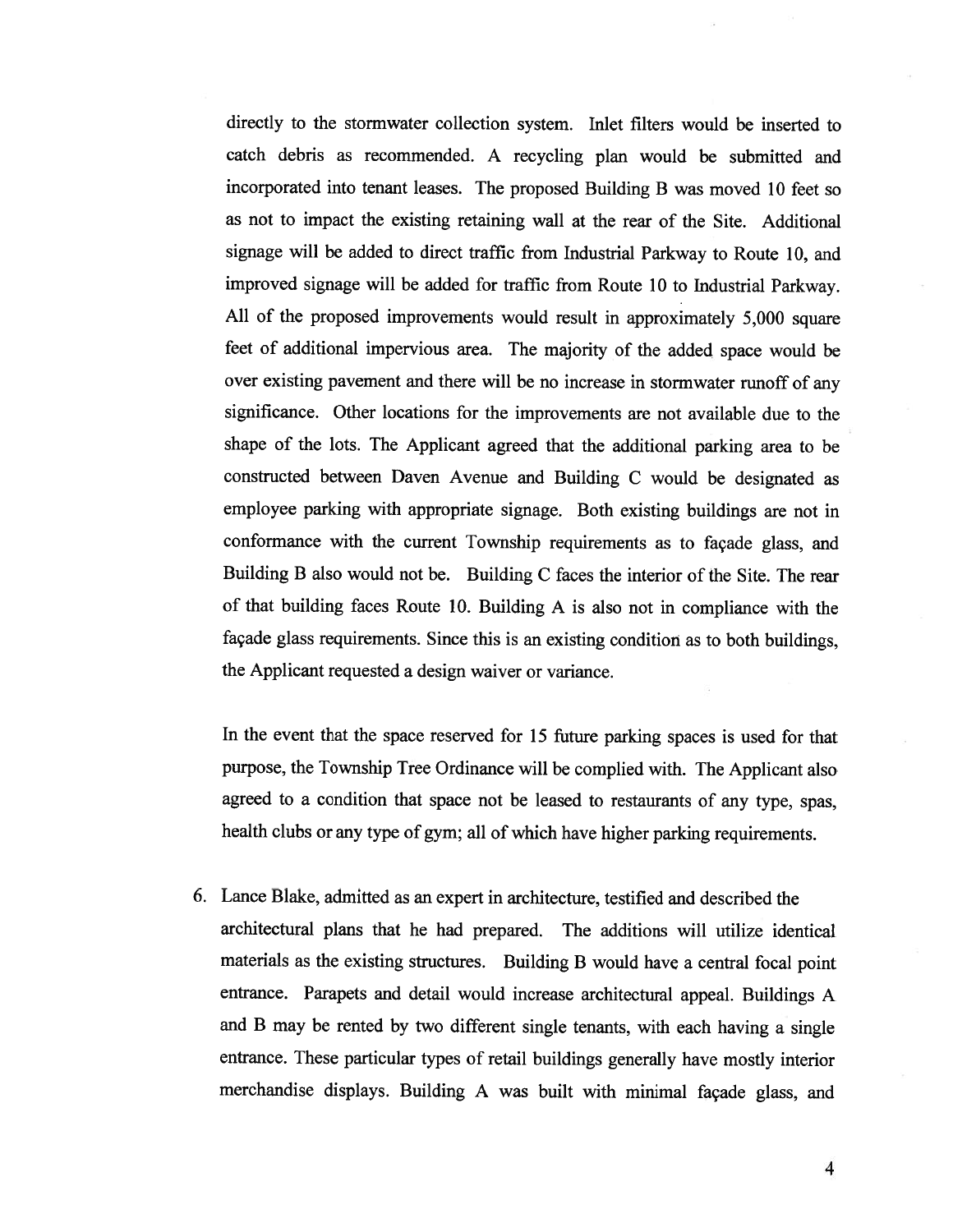directly to the stormwater collection system. Inlet filters would be inserted to catch debris as recommended. A recycling plan would be submitted and incorporated into tenant leases. The proposed Building B was moved 10 feet so as not to impact the existing retaining wall at the rear of the Site. Additional signage will be added to direct traffic from Industrial Parkway to Route 10, and improved signage will be added for traffic from Route 10 to Industrial Parkway. All of the proposed improvements would result in approximately 5,000 square feet of additional impervious area. The majority of the added space would be over existing pavement and there will be no increase in stormwater runoff of any significance. Other locations for the improvements are not available due to the shape of the lots. The Applicant agreed that the additional parking area to be constructed between Daven Avenue and Building C would be designated as employee parking with appropriate signage. Both existing buildings are not in conformance with the current Township requirements as to façade glass, and Building B also would not be. Building C faces the interior of the Site. The rear of that building faces Route 10. Building A is also not in compliance with the façade glass requirements. Since this is an existing condition as to both buildings, the Applicant requested a design waiver or variance.

In the event that the space reserved for 15 future parking spaces is used for that purpose, the Township Tree Ordinance will be complied with. The Applicant also agreed to a condition that space not be leased to restaurants of any type, spas, health clubs or any type of gym; all of which have higher parking requirements.

6. Lance Blake, admitted as an expert in architecture, testified and described the architectural plans that he had prepared. The additions will utilize identical materials as the existing structures. Building B would have a central focal point entrance. Parapets and detail would increase architectural appeal. Buildings A and B may be rented by two different single tenants, with each having a single entrance. These particular types of retail buildings generally have mostly interior merchandise displays. Building A was built with minimal façade glass, and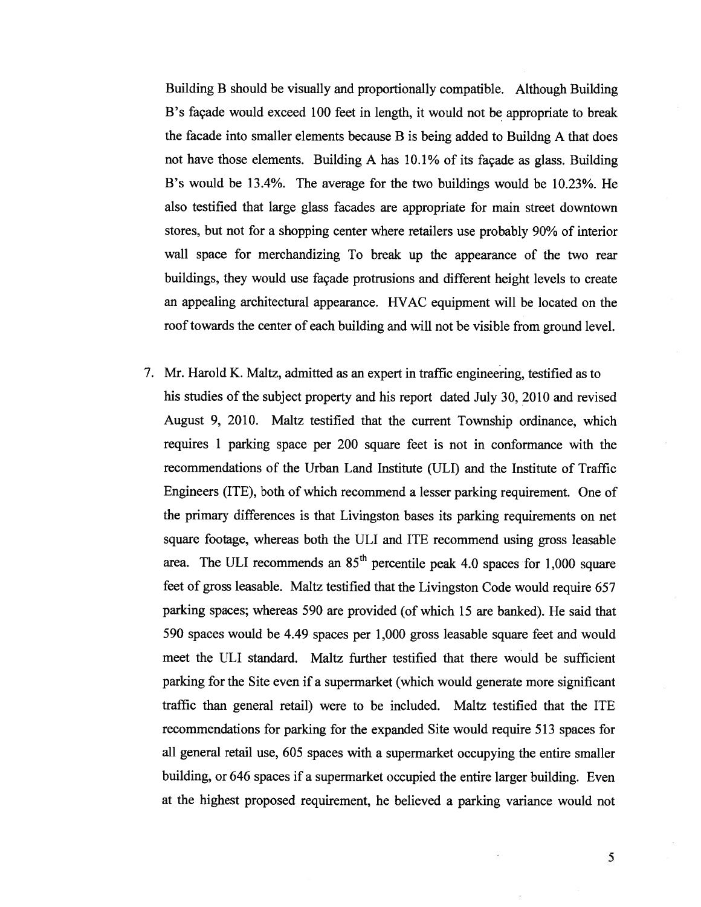Building B should be visually and proportionally compatible. Although Building B's façade would exceed 100 feet in length, it would not be appropriate to break the facade into smaller elements because B is being added to Buildng A that does not have those elements. Building A has 10.1% of its façade as glass. Building B's would be 13.4%. The average for the two buildings would be 10.23%. He also testified that large glass facades are appropriate for main street downtown stores, but not for a shopping center where retailers use probably 90% of interior wall space for merchandizing To break up the appearance of the two rear buildings, they would use façade protrusions and different height levels to create an appealing architectural appearance. HVAC equipment will be located on the roof towards the center of each building and will not be visible from ground level.

7. Mr. Harold K. Maltz, admitted as an expert in traffic engineering, testified as to his studies of the subject property and his report dated July 30, 2010 and revised August 9, 2010. Maltz testified that the current Township ordinance, which requires 1 parking space per 200 square feet is not in conformance with the recommendations of the Urban Land Institute (ULI) and the Institute of Traffic Engineers (ITE), both of which recommend a lesser parking requirement. One of the primary differences is that Livingston bases its parking requirements on net square footage, whereas both the ULI and ITE recommend using gross leasable area. The ULI recommends an 85th percentile peak 4.0 spaces for 1,000 square feet of gross leasable. Maltz testified that the Livingston Code would require 657 parking spaces; whereas 590 are provided (of which 15 are banked). He said that 590 spaces would be 4.49 spaces per 1,000 gross leasable square feet and would meet the ULI standard. Maltz further testified that there would be sufficient parking for the Site even if a supermarket (which would generate more significant traffic than general retail) were to be included. Maltz testified that the ITE recommendations for parking for the expanded Site would require 513 spaces for all general retail use, 605 spaces with a supermarket occupying the entire smaller building, or 646 spaces if a supermarket occupied the entire larger building. Even at the highest proposed requirement, he believed a parking variance would not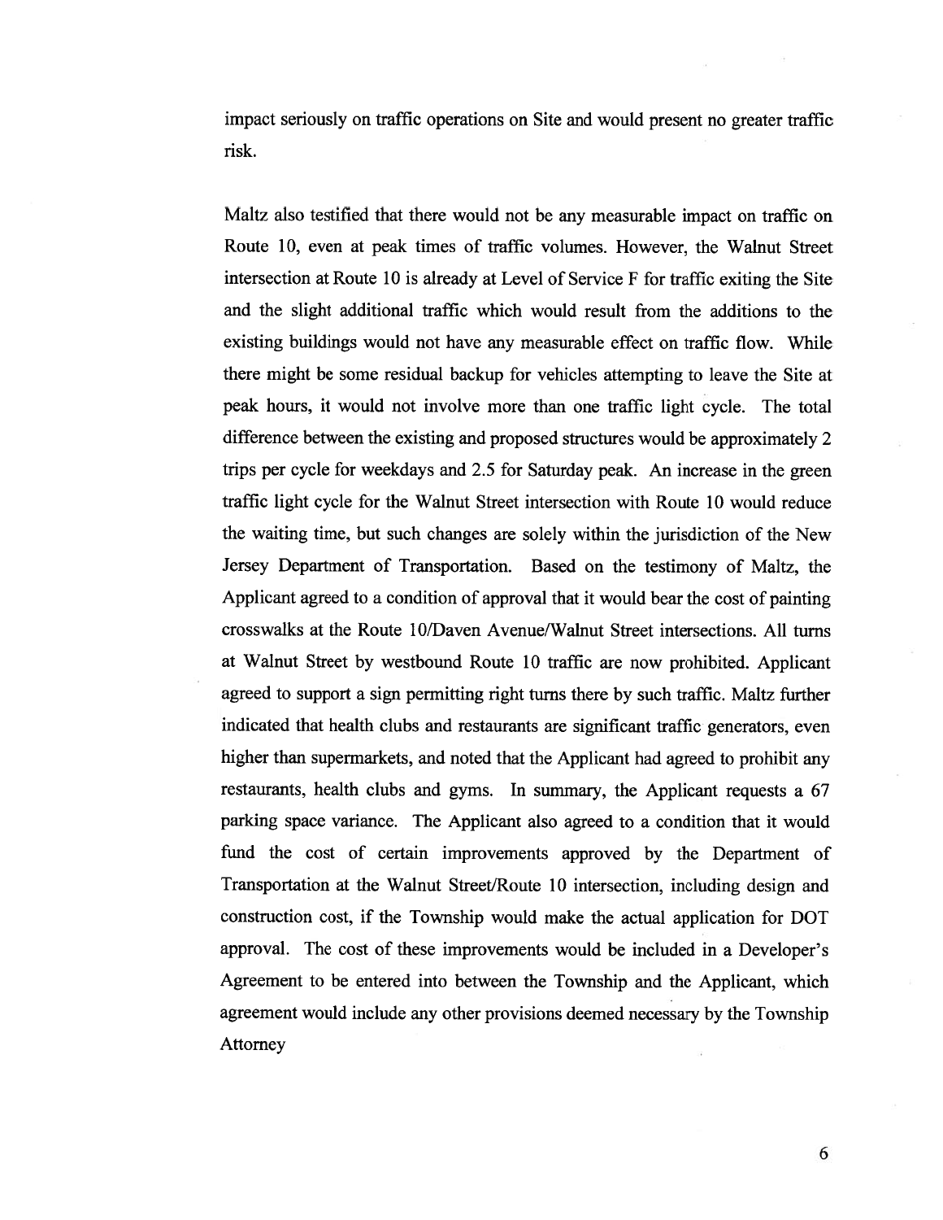impact seriously on traffic operations on Site and would present no greater traffic risk.

Maltz also testified that there would not be any measurable impact on traffic on Route 10, even at peak times of traffic volumes. However, the Walnut Street intersection at Route 10 is already at Level of Service F for traffic exiting the Site and the slight additional traffic which would result from the additions to the existing buildings would not have any measurable effect on traffic flow. While there might be some residual backup for vehicles attempting to leave the Site at peak hours, it would not involve more than one traffic light cycle. The total difference between the existing and proposed structures would be approximately 2 trips per cycle for weekdays and 2.5 for Saturday peak. An increase in the green traffic light cycle for the Walnut Street intersection with Route 10 would reduce the waiting time, but such changes are solely within the jurisdiction of the New Jersey Department of Transportation. Based on the testimony of Maltz, the Applicant agreed to a condition of approval that it would bear the cost of painting crosswalks at the Route 10/Daven Avenue/Walnut Street intersections. All turns at Walnut Street by westbound Route 10 traffic are now prohibited. Applicant agreed to support a sign permitting right turns there by such traffic. Maltz further indicated that health clubs and restaurants are significant traffic generators, even higher than supermarkets, and noted that the Applicant had agreed to prohibit any restaurants, health clubs and gyms. In summary, the Applicant requests a 67 parking space variance. The Applicant also agreed to a condition that it would fund the cost of certain improvements approved by the Department of Transportation at the Walnut Street/Route 10 intersection, including design and construction cost, if the Township would make the actual application for DOT approval. The cost of these improvements would be included in a Developer's Agreement to be entered into between the Township and the Applicant, which agreement would include any other provisions deemed necessary by the Township Attorney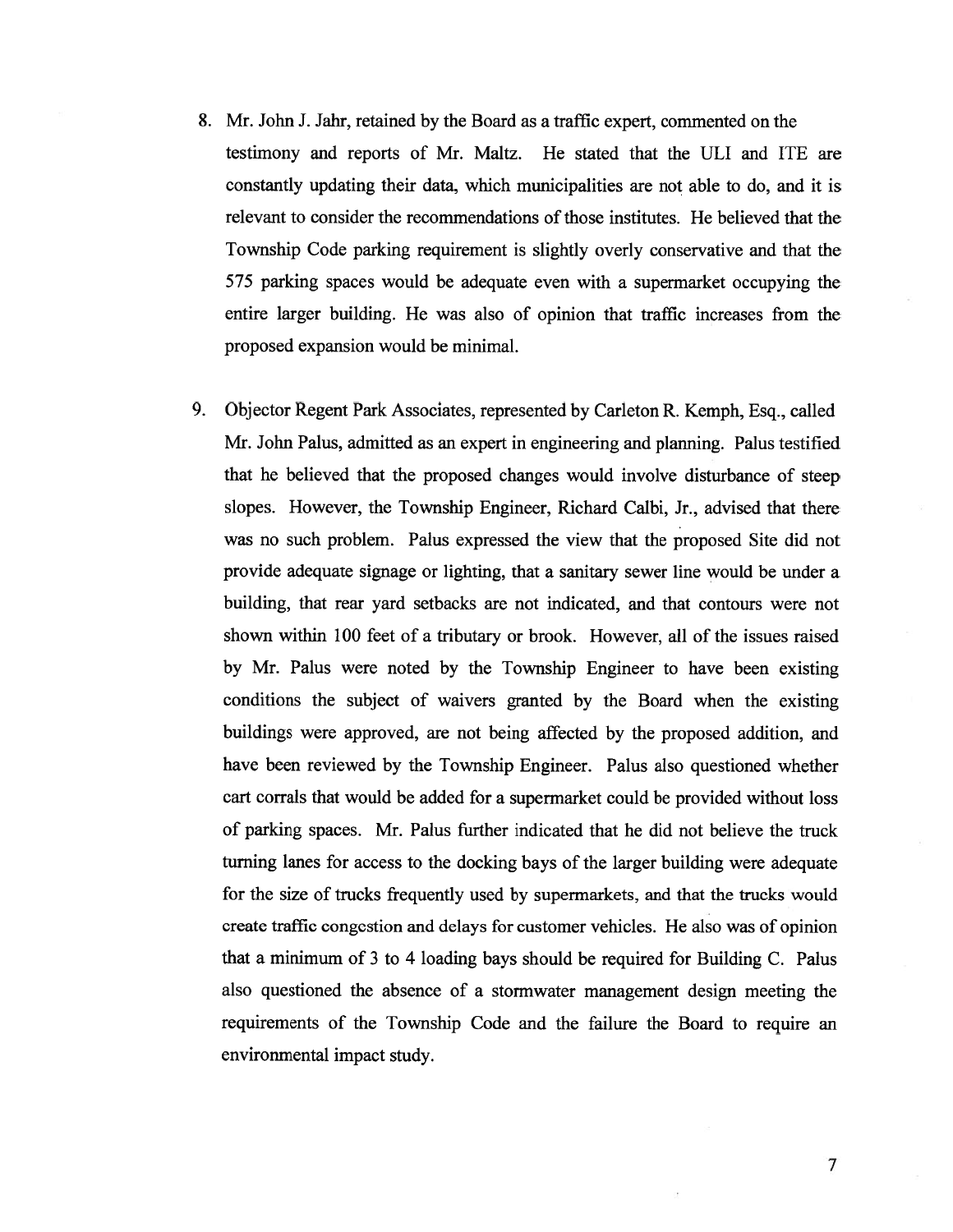8. Mr. John J. Jahr, retained by the Board as a traffic expert, commented on the testimony and reports of Mr. Maltz. He stated that the ULI and ITE are constantly updating their data, which municipalities are not able to do, and it is relevant to consider the recommendations of those institutes. He believed that the Township Code parking requirement is slightly overly conservative and that the 575 parking spaces would be adequate even with a supermarket occupying the entire larger building. He was also of opinion that traffic increases from the proposed expansion would be minimal.

9. Objector Regent Park Associates, represented by Carleton R. Kemph, Esq., called Mr. John Palus, admitted as an expert in engineering and planning. Palus testified that he believed that the proposed changes would involve disturbance of steep slopes. However, the Township Engineer, Richard Calbi, Jr., advised that there was no such problem. Palus expressed the view that the proposed Site did not provide adequate signage or lighting, that a sanitary sewer line would be under a building, that rear yard setbacks are not indicated, and that contours were not shown within 100 feet of a tributary or brook. However, all of the issues raised by Mr. Palus were noted by the Township Engineer to have been existing conditions the subject of waivers granted by the Board when the existing buildings were approved, are not being affected by the proposed addition, and have been reviewed by the Township Engineer. Palus also questioned whether cart corrals that would be added for a supermarket could be provided without loss of parking spaces. Mr. Palus further indicated that he did not believe the truck turning lanes for access to the docking bays of the larger building were adequate for the size of trucks frequently used by supermarkets, and that the trucks would create traffic congestion and delays for customer vehicles. He also was of opinion that a minimum of 3 to 4 loading bays should be required for Building C. Palus also questioned the absence of a stormwater management design meeting the requirements of the Township Code and the failure the Board to require an environmental impact study.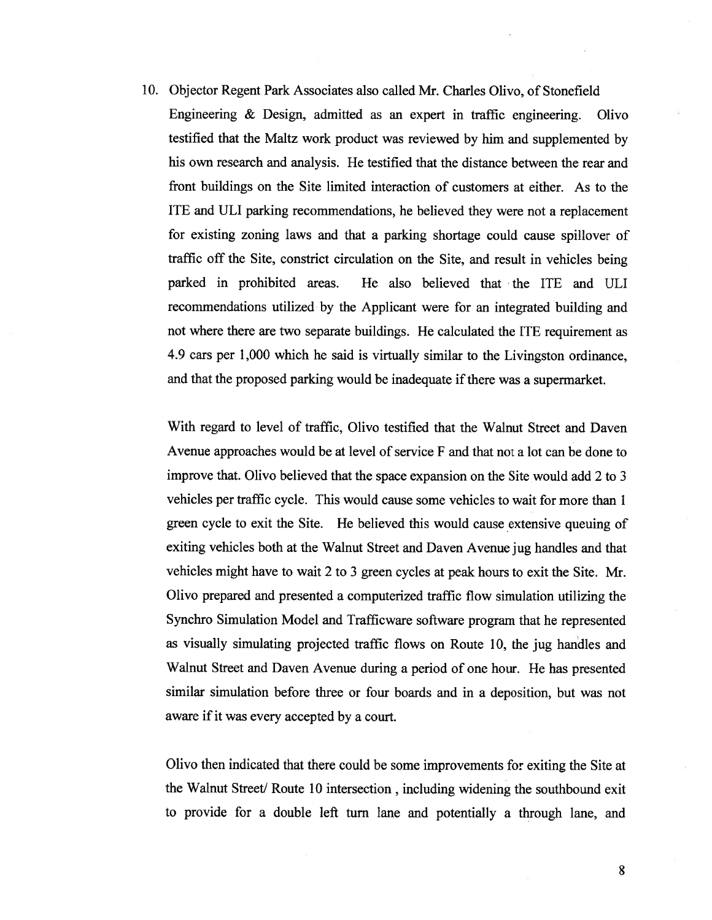10. Objector Regent Park Associates also called Mr. Charles Olivo, of Stonefield Engineering & Design, admitted as an expert in traffic engineering. Olivo testified that the Maltz work product was reviewed by him and supplemented by his own research and analysis. He testified that the distance between the rear and front buildings on the Site limited interaction of customers at either. As to the ITE and ULI parking recommendations, he believed they were not a replacement for existing zoning laws and that a parking shortage could cause spillover of traffic off the Site, constrict circulation on the Site, and result in vehicles being parked in prohibited areas. He also believed that the ITE and ULI recommendations utilized by the Applicant were for an integrated building and not where there are two separate buildings. He calculated the ITE requirement as 4.9 cars per 1,000 which he said is virtually similar to the Livingston ordinance, and that the proposed parking would be inadequate if there was a supermarket.

    With regard to level of traffic, Olivo testified that the Walnut Street and Daven Avenue approaches would be at level of service F and that not a lot can be done to improve that. Olivo believed that the space expansion on the Site would add 2 to 3 vehicles per traffic cycle. This would cause some vehicles to wait for more than 1 green cycle to exit the Site. He believed this would cause extensive queuing of exiting vehicles both at the Walnut Street and Daven Avenue jug handles and that vehicles might have to wait 2 to 3 green cycles at peak hours to exit the Site. Mr. Olivo prepared and presented a computerized traffic flow simulation utilizing the Synchro Simulation Model and Trafficware software program that he represented as visually simulating projected traffic flows on Route 10, the jug handles and Walnut Street and Daven Avenue during a period of one hour. He has presented similar simulation before three or four boards and in a deposition, but was not aware if it was every accepted by a court.

    Olivo then indicated that there could be some improvements for exiting the Site at the Walnut Street/ Route 10 intersection , including widening the southbound exit to provide for a double left turn lane and potentially a through lane, and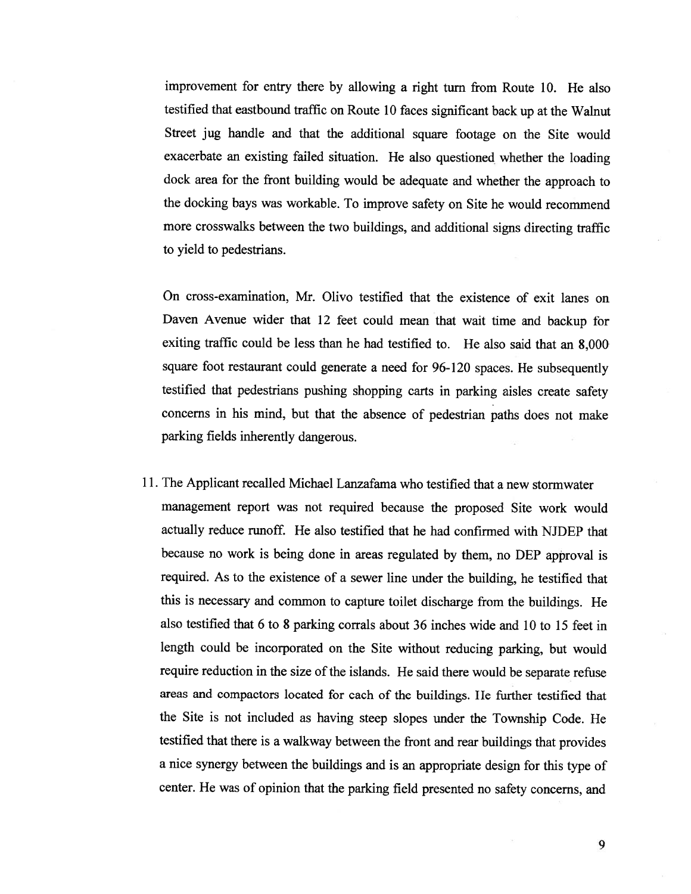improvement for entry there by allowing a right turn from Route 10. He also testified that eastbound traffic on Route 10 faces significant back up at the Walnut Street jug handle and that the additional square footage on the Site would exacerbate an existing failed situation. He also questioned whether the loading dock area for the front building would be adequate and whether the approach to the docking bays was workable. To improve safety on Site he would recommend more crosswalks between the two buildings, and additional signs directing traffic to yield to pedestrians.

On cross-examination, Mr. Olivo testified that the existence of exit lanes on Daven Avenue wider that 12 feet could mean that wait time and backup for exiting traffic could be less than he had testified to. He also said that an 8,000 square foot restaurant could generate a need for 96-120 spaces. He subsequently testified that pedestrians pushing shopping carts in parking aisles create safety concerns in his mind, but that the absence of pedestrian paths does not make parking fields inherently dangerous.

11. The Applicant recalled Michael Lanzafama who testified that a new stormwater management report was not required because the proposed Site work would actually reduce runoff. He also testified that he had confirmed with NJDEP that because no work is being done in areas regulated by them, no DEP approval is required. As to the existence of a sewer line under the building, he testified that this is necessary and common to capture toilet discharge from the buildings. He also testified that 6 to 8 parking corrals about 36 inches wide and 10 to 15 feet in length could be incorporated on the Site without reducing parking, but would require reduction in the size of the islands. He said there would be separate refuse areas and compactors located for each of the buildings. He further testified that the Site is not included as having steep slopes under the Township Code. He testified that there is a walkway between the front and rear buildings that provides a nice synergy between the buildings and is an appropriate design for this type of center. He was of opinion that the parking field presented no safety concerns, and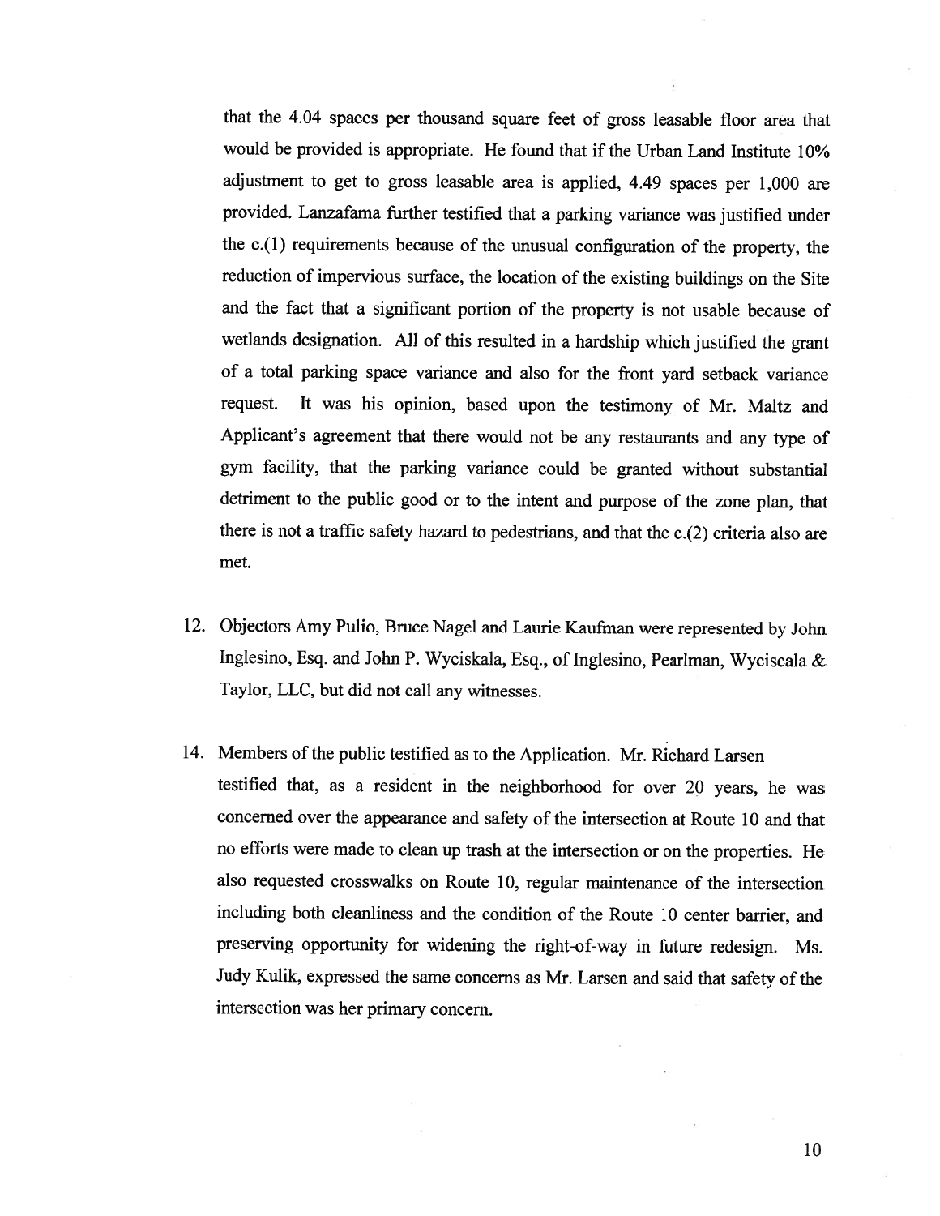that the 4.04 spaces per thousand square feet of gross leasable floor area that would be provided is appropriate. He found that if the Urban Land Institute 10% adjustment to get to gross leasable area is applied, 4.49 spaces per 1,000 are provided. Lanzafama further testified that a parking variance was justified under the c.(1) requirements because of the unusual configuration of the property, the reduction of impervious surface, the location of the existing buildings on the Site and the fact that a significant portion of the property is not usable because of wetlands designation. All of this resulted in a hardship which justified the grant of a total parking space variance and also for the front yard setback variance request. It was his opinion, based upon the testimony of Mr. Maltz and Applicant's agreement that there would not be any restaurants and any type of gym facility, that the parking variance could be granted without substantial detriment to the public good or to the intent and purpose of the zone plan, that there is not a traffic safety hazard to pedestrians, and that the c.(2) criteria also are met.

12. Objectors Amy Pulio, Bruce Nagel and Laurie Kaufman were represented by John Inglesino, Esq. and John P. Wyciskala, Esq., of Inglesino, Pearlman, Wyciscala & Taylor, LLC, but did not call any witnesses.

14. Members of the public testified as to the Application. Mr. Richard Larsen testified that, as a resident in the neighborhood for over 20 years, he was concerned over the appearance and safety of the intersection at Route 10 and that no efforts were made to clean up trash at the intersection or on the properties. He also requested crosswalks on Route 10, regular maintenance of the intersection including both cleanliness and the condition of the Route 10 center barrier, and preserving opportunity for widening the right-of-way in future redesign. Ms. Judy Kulik, expressed the same concerns as Mr. Larsen and said that safety of the intersection was her primary concern.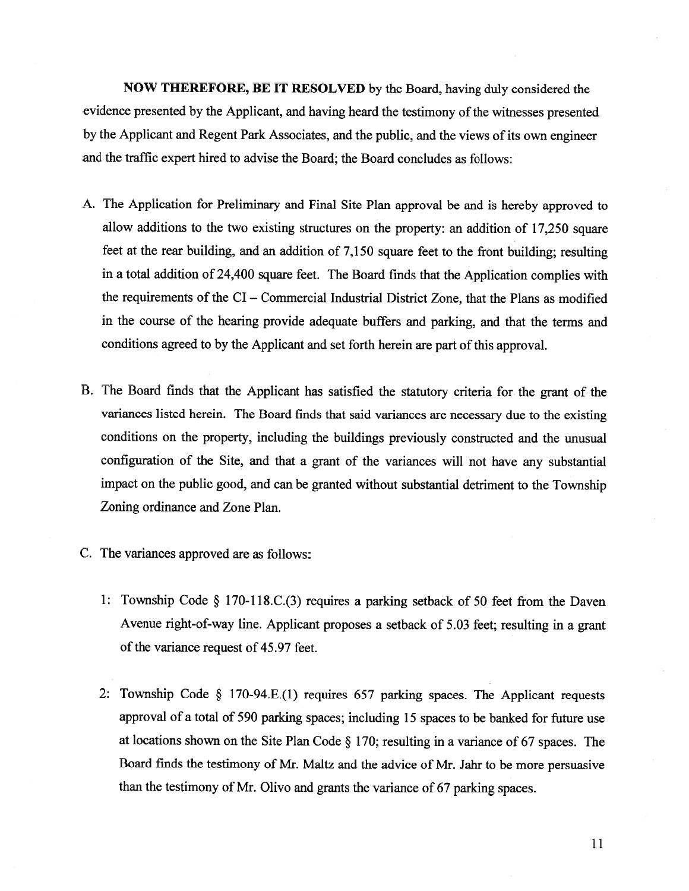**NOW THEREFORE, BE IT RESOLVED** by the Board, having duly considered the evidence presented by the Applicant, and having heard the testimony of the witnesses presented by the Applicant and Regent Park Associates, and the public, and the views of its own engineer and the traffic expert hired to advise the Board; the Board concludes as follows:

A. The Application for Preliminary and Final Site Plan approval be and is hereby approved to allow additions to the two existing structures on the property: an addition of 17,250 square feet at the rear building, and an addition of 7,150 square feet to the front building; resulting in a total addition of 24,400 square feet. The Board finds that the Application complies with the requirements of the CI – Commercial Industrial District Zone, that the Plans as modified in the course of the hearing provide adequate buffers and parking, and that the terms and conditions agreed to by the Applicant and set forth herein are part of this approval.

B. The Board finds that the Applicant has satisfied the statutory criteria for the grant of the variances listed herein. The Board finds that said variances are necessary due to the existing conditions on the property, including the buildings previously constructed and the unusual configuration of the Site, and that a grant of the variances will not have any substantial impact on the public good, and can be granted without substantial detriment to the Township Zoning ordinance and Zone Plan.

C. The variances approved are as follows:

   1: Township Code § 170-118.C.(3) requires a parking setback of 50 feet from the Daven Avenue right-of-way line. Applicant proposes a setback of 5.03 feet; resulting in a grant of the variance request of 45.97 feet.

   2: Township Code § 170-94.E.(1) requires 657 parking spaces. The Applicant requests approval of a total of 590 parking spaces; including 15 spaces to be banked for future use at locations shown on the Site Plan Code § 170; resulting in a variance of 67 spaces. The Board finds the testimony of Mr. Maltz and the advice of Mr. Jahr to be more persuasive than the testimony of Mr. Olivo and grants the variance of 67 parking spaces.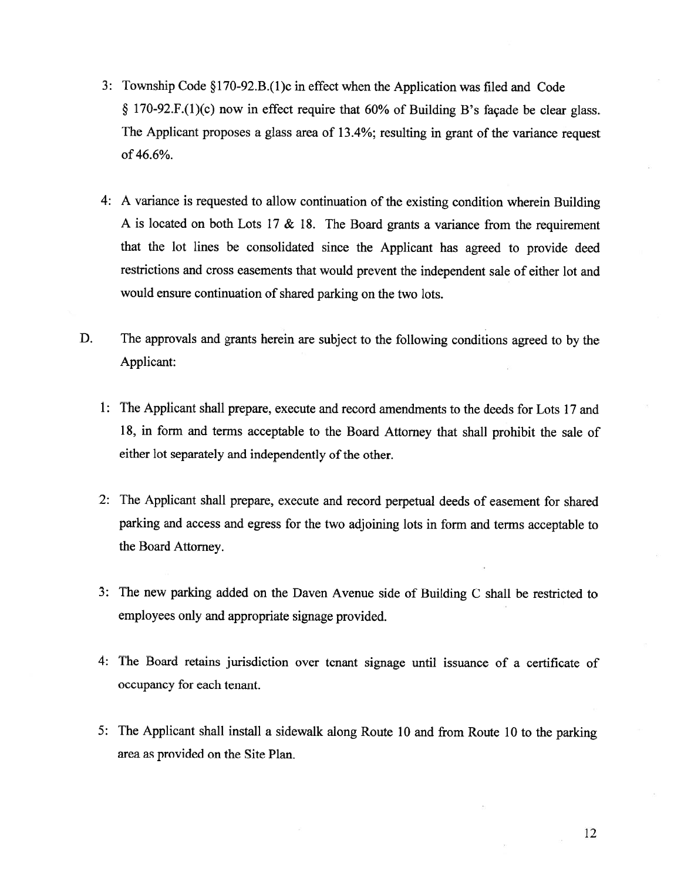3: Township Code §170-92.B.(1)c in effect when the Application was filed and Code § 170-92.F.(1)(c) now in effect require that 60% of Building B's façade be clear glass. The Applicant proposes a glass area of 13.4%; resulting in grant of the variance request of 46.6%.

4: A variance is requested to allow continuation of the existing condition wherein Building A is located on both Lots 17 & 18. The Board grants a variance from the requirement that the lot lines be consolidated since the Applicant has agreed to provide deed restrictions and cross easements that would prevent the independent sale of either lot and would ensure continuation of shared parking on the two lots.

D. The approvals and grants herein are subject to the following conditions agreed to by the Applicant:

1: The Applicant shall prepare, execute and record amendments to the deeds for Lots 17 and 18, in form and terms acceptable to the Board Attorney that shall prohibit the sale of either lot separately and independently of the other.

2: The Applicant shall prepare, execute and record perpetual deeds of easement for shared parking and access and egress for the two adjoining lots in form and terms acceptable to the Board Attorney.

3: The new parking added on the Daven Avenue side of Building C shall be restricted to employees only and appropriate signage provided.

4: The Board retains jurisdiction over tenant signage until issuance of a certificate of occupancy for each tenant.

5: The Applicant shall install a sidewalk along Route 10 and from Route 10 to the parking area as provided on the Site Plan.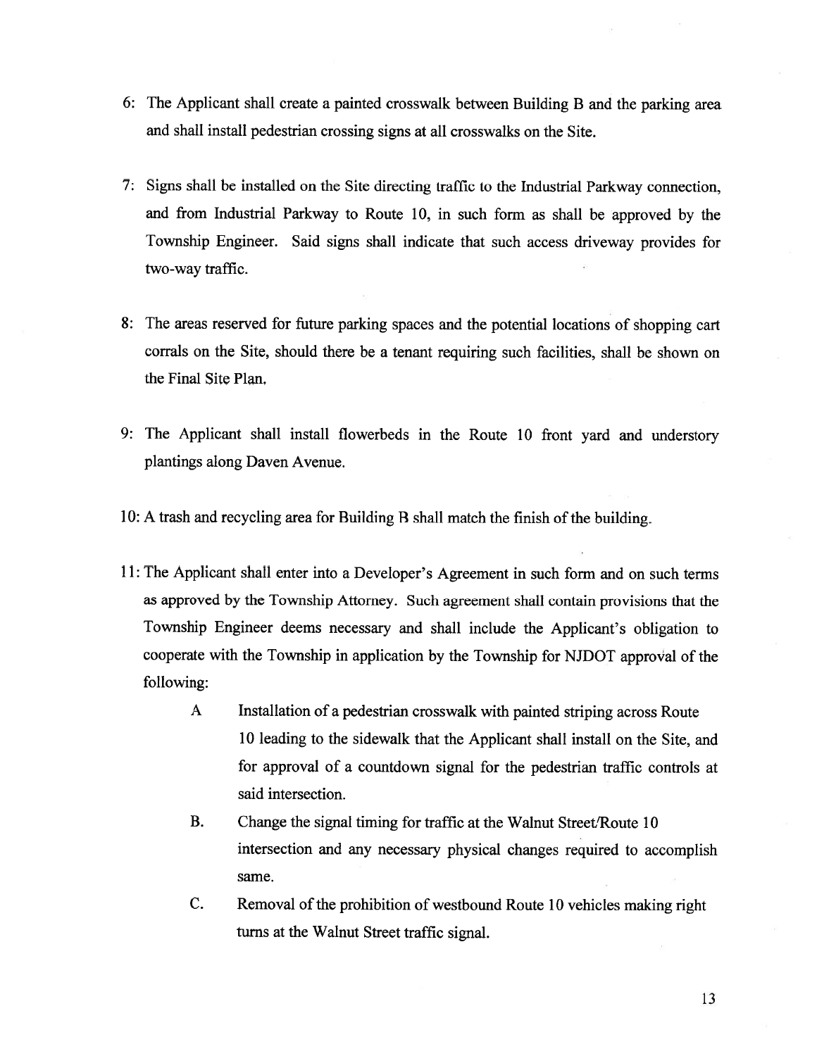6: The Applicant shall create a painted crosswalk between Building B and the parking area and shall install pedestrian crossing signs at all crosswalks on the Site.

7: Signs shall be installed on the Site directing traffic to the Industrial Parkway connection, and from Industrial Parkway to Route 10, in such form as shall be approved by the Township Engineer. Said signs shall indicate that such access driveway provides for two-way traffic.

8: The areas reserved for future parking spaces and the potential locations of shopping cart corrals on the Site, should there be a tenant requiring such facilities, shall be shown on the Final Site Plan.

9: The Applicant shall install flowerbeds in the Route 10 front yard and understory plantings along Daven Avenue.

10: A trash and recycling area for Building B shall match the finish of the building.

11: The Applicant shall enter into a Developer's Agreement in such form and on such terms as approved by the Township Attorney. Such agreement shall contain provisions that the Township Engineer deems necessary and shall include the Applicant's obligation to cooperate with the Township in application by the Township for NJDOT approval of the following:

- A Installation of a pedestrian crosswalk with painted striping across Route 10 leading to the sidewalk that the Applicant shall install on the Site, and for approval of a countdown signal for the pedestrian traffic controls at said intersection.
- B. Change the signal timing for traffic at the Walnut Street/Route 10 intersection and any necessary physical changes required to accomplish same.
- C. Removal of the prohibition of westbound Route 10 vehicles making right turns at the Walnut Street traffic signal.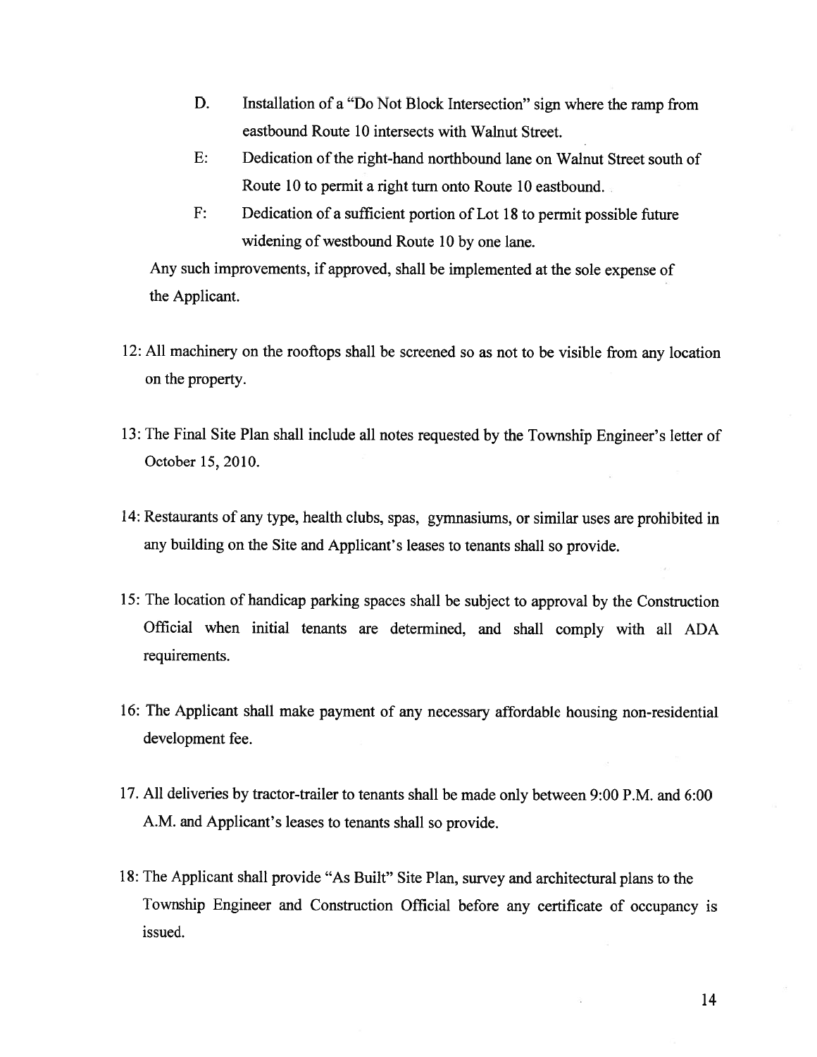D. Installation of a "Do Not Block Intersection" sign where the ramp from eastbound Route 10 intersects with Walnut Street.

E: Dedication of the right-hand northbound lane on Walnut Street south of Route 10 to permit a right turn onto Route 10 eastbound.

F: Dedication of a sufficient portion of Lot 18 to permit possible future widening of westbound Route 10 by one lane.

Any such improvements, if approved, shall be implemented at the sole expense of the Applicant.

12: All machinery on the rooftops shall be screened so as not to be visible from any location on the property.

13: The Final Site Plan shall include all notes requested by the Township Engineer's letter of October 15, 2010.

14: Restaurants of any type, health clubs, spas, gymnasiums, or similar uses are prohibited in any building on the Site and Applicant's leases to tenants shall so provide.

15: The location of handicap parking spaces shall be subject to approval by the Construction Official when initial tenants are determined, and shall comply with all ADA requirements.

16: The Applicant shall make payment of any necessary affordable housing non-residential development fee.

17. All deliveries by tractor-trailer to tenants shall be made only between 9:00 P.M. and 6:00 A.M. and Applicant's leases to tenants shall so provide.

18: The Applicant shall provide "As Built" Site Plan, survey and architectural plans to the Township Engineer and Construction Official before any certificate of occupancy is issued.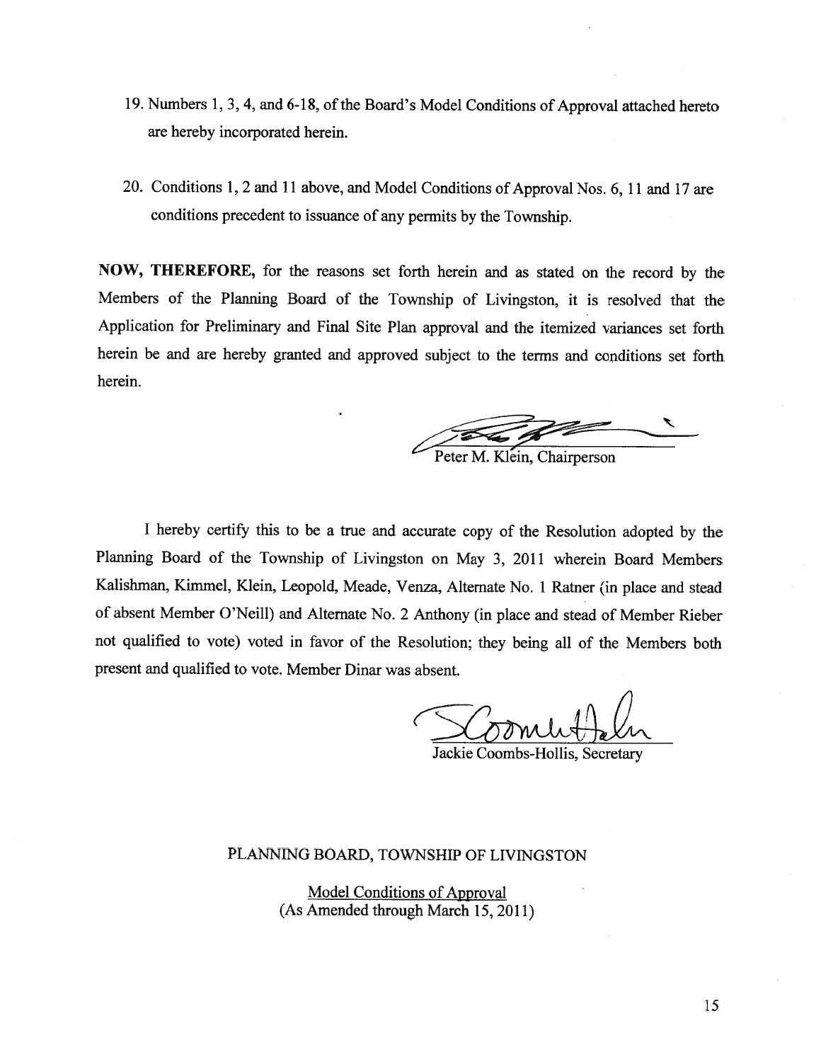19. Numbers 1, 3, 4, and 6-18, of the Board's Model Conditions of Approval attached hereto are hereby incorporated herein.

20. Conditions 1, 2 and 11 above, and Model Conditions of Approval Nos. 6, 11 and 17 are conditions precedent to issuance of any permits by the Township.

**NOW, THEREFORE,** for the reasons set forth herein and as stated on the record by the Members of the Planning Board of the Township of Livingston, it is resolved that the Application for Preliminary and Final Site Plan approval and the itemized variances set forth herein be and are hereby granted and approved subject to the terms and conditions set forth herein.

Peter M. Klein, Chairperson

I hereby certify this to be a true and accurate copy of the Resolution adopted by the Planning Board of the Township of Livingston on May 3, 2011 wherein Board Members Kalishman, Kimmel, Klein, Leopold, Meade, Venza, Alternate No. 1 Ratner (in place and stead of absent Member O'Neill) and Alternate No. 2 Anthony (in place and stead of Member Rieber not qualified to vote) voted in favor of the Resolution; they being all of the Members both present and qualified to vote. Member Dinar was absent.

Jackie Coombs-Hollis, Secretary

PLANNING BOARD, TOWNSHIP OF LIVINGSTON

Model Conditions of Approval
(As Amended through March 15, 2011)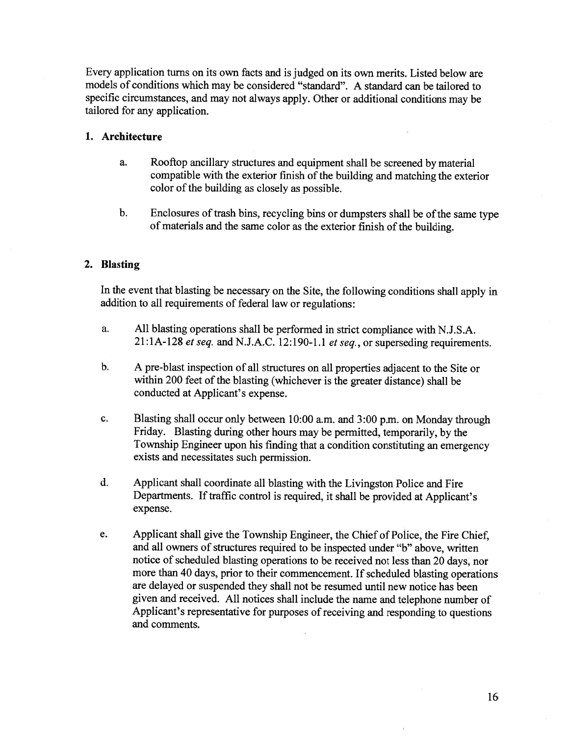Every application turns on its own facts and is judged on its own merits. Listed below are models of conditions which may be considered "standard". A standard can be tailored to specific circumstances, and may not always apply. Other or additional conditions may be tailored for any application.

## 1. Architecture

a. Rooftop ancillary structures and equipment shall be screened by material compatible with the exterior finish of the building and matching the exterior color of the building as closely as possible.

b. Enclosures of trash bins, recycling bins or dumpsters shall be of the same type of materials and the same color as the exterior finish of the building.

## 2. Blasting

In the event that blasting be necessary on the Site, the following conditions shall apply in addition to all requirements of federal law or regulations:

a. All blasting operations shall be performed in strict compliance with N.J.S.A. 21:1A-128 *et seq.* and N.J.A.C. 12:190-1.1 *et seq.*, or superseding requirements.

b. A pre-blast inspection of all structures on all properties adjacent to the Site or within 200 feet of the blasting (whichever is the greater distance) shall be conducted at Applicant's expense.

c. Blasting shall occur only between 10:00 a.m. and 3:00 p.m. on Monday through Friday. Blasting during other hours may be permitted, temporarily, by the Township Engineer upon his finding that a condition constituting an emergency exists and necessitates such permission.

d. Applicant shall coordinate all blasting with the Livingston Police and Fire Departments. If traffic control is required, it shall be provided at Applicant's expense.

e. Applicant shall give the Township Engineer, the Chief of Police, the Fire Chief, and all owners of structures required to be inspected under "b" above, written notice of scheduled blasting operations to be received not less than 20 days, nor more than 40 days, prior to their commencement. If scheduled blasting operations are delayed or suspended they shall not be resumed until new notice has been given and received. All notices shall include the name and telephone number of Applicant's representative for purposes of receiving and responding to questions and comments.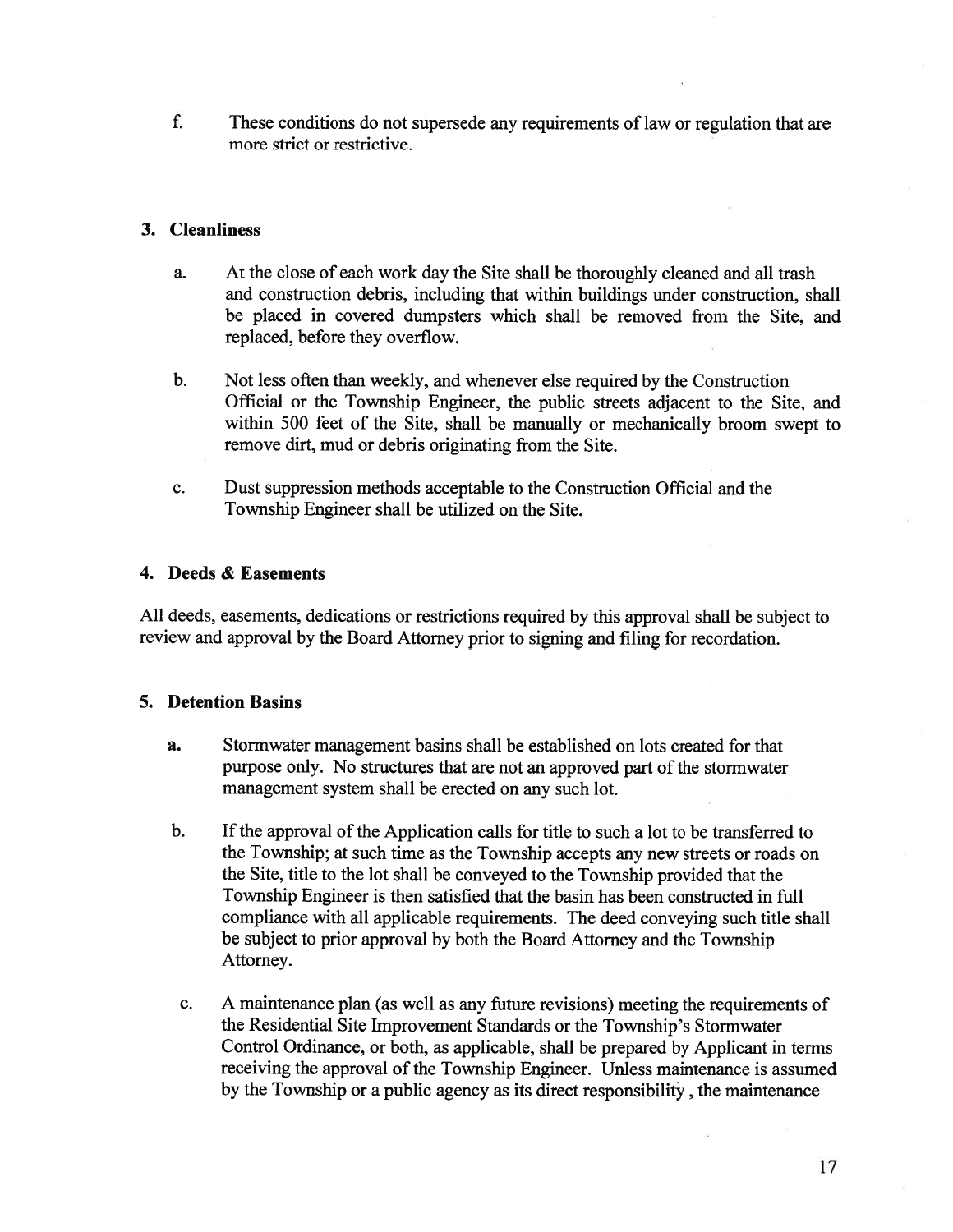f. These conditions do not supersede any requirements of law or regulation that are more strict or restrictive.

### 3. Cleanliness

a. At the close of each work day the Site shall be thoroughly cleaned and all trash and construction debris, including that within buildings under construction, shall be placed in covered dumpsters which shall be removed from the Site, and replaced, before they overflow.

b. Not less often than weekly, and whenever else required by the Construction Official or the Township Engineer, the public streets adjacent to the Site, and within 500 feet of the Site, shall be manually or mechanically broom swept to remove dirt, mud or debris originating from the Site.

c. Dust suppression methods acceptable to the Construction Official and the Township Engineer shall be utilized on the Site.

### 4. Deeds & Easements

All deeds, easements, dedications or restrictions required by this approval shall be subject to review and approval by the Board Attorney prior to signing and filing for recordation.

### 5. Detention Basins

**a.** Stormwater management basins shall be established on lots created for that purpose only. No structures that are not an approved part of the stormwater management system shall be erected on any such lot.

b. If the approval of the Application calls for title to such a lot to be transferred to the Township; at such time as the Township accepts any new streets or roads on the Site, title to the lot shall be conveyed to the Township provided that the Township Engineer is then satisfied that the basin has been constructed in full compliance with all applicable requirements. The deed conveying such title shall be subject to prior approval by both the Board Attorney and the Township Attorney.

c. A maintenance plan (as well as any future revisions) meeting the requirements of the Residential Site Improvement Standards or the Township's Stormwater Control Ordinance, or both, as applicable, shall be prepared by Applicant in terms receiving the approval of the Township Engineer. Unless maintenance is assumed by the Township or a public agency as its direct responsibility , the maintenance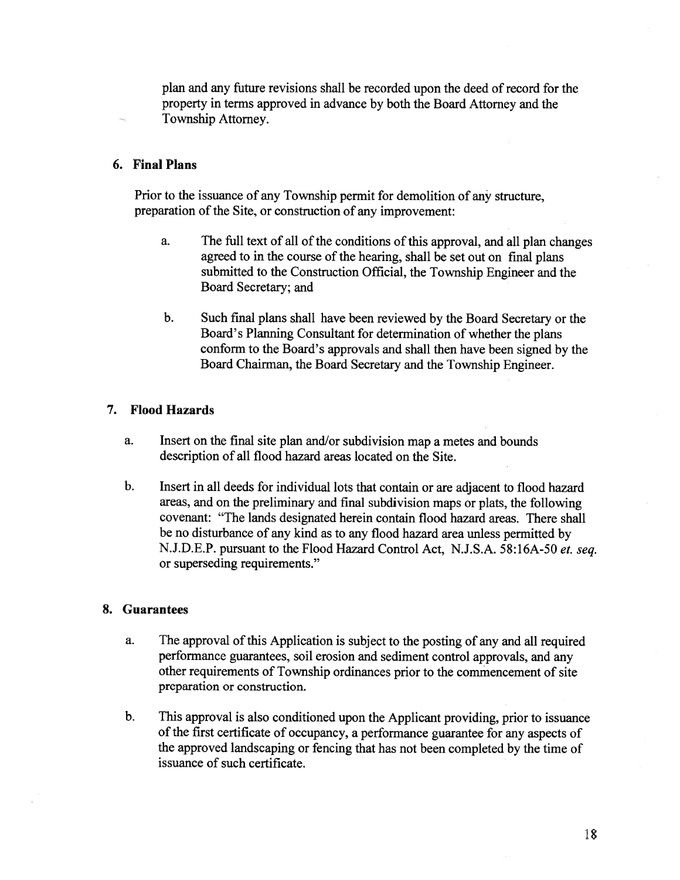plan and any future revisions shall be recorded upon the deed of record for the property in terms approved in advance by both the Board Attorney and the Township Attorney.

### 6. Final Plans

Prior to the issuance of any Township permit for demolition of any structure, preparation of the Site, or construction of any improvement:

a. The full text of all of the conditions of this approval, and all plan changes agreed to in the course of the hearing, shall be set out on final plans submitted to the Construction Official, the Township Engineer and the Board Secretary; and

b. Such final plans shall have been reviewed by the Board Secretary or the Board's Planning Consultant for determination of whether the plans conform to the Board's approvals and shall then have been signed by the Board Chairman, the Board Secretary and the Township Engineer.

### 7. Flood Hazards

a. Insert on the final site plan and/or subdivision map a metes and bounds description of all flood hazard areas located on the Site.

b. Insert in all deeds for individual lots that contain or are adjacent to flood hazard areas, and on the preliminary and final subdivision maps or plats, the following covenant: "The lands designated herein contain flood hazard areas. There shall be no disturbance of any kind as to any flood hazard area unless permitted by N.J.D.E.P. pursuant to the Flood Hazard Control Act, N.J.S.A. 58:16A-50 *et. seq.* or superseding requirements."

### 8. Guarantees

a. The approval of this Application is subject to the posting of any and all required performance guarantees, soil erosion and sediment control approvals, and any other requirements of Township ordinances prior to the commencement of site preparation or construction.

b. This approval is also conditioned upon the Applicant providing, prior to issuance of the first certificate of occupancy, a performance guarantee for any aspects of the approved landscaping or fencing that has not been completed by the time of issuance of such certificate.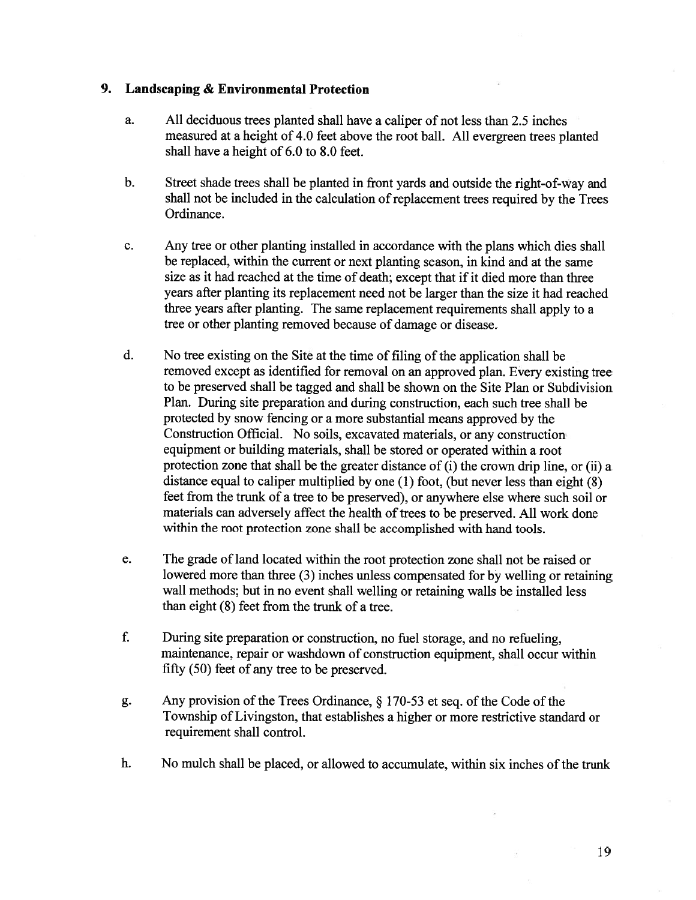## 9. Landscaping & Environmental Protection

a. All deciduous trees planted shall have a caliper of not less than 2.5 inches measured at a height of 4.0 feet above the root ball. All evergreen trees planted shall have a height of 6.0 to 8.0 feet.

b. Street shade trees shall be planted in front yards and outside the right-of-way and shall not be included in the calculation of replacement trees required by the Trees Ordinance.

c. Any tree or other planting installed in accordance with the plans which dies shall be replaced, within the current or next planting season, in kind and at the same size as it had reached at the time of death; except that if it died more than three years after planting its replacement need not be larger than the size it had reached three years after planting. The same replacement requirements shall apply to a tree or other planting removed because of damage or disease.

d. No tree existing on the Site at the time of filing of the application shall be removed except as identified for removal on an approved plan. Every existing tree to be preserved shall be tagged and shall be shown on the Site Plan or Subdivision Plan. During site preparation and during construction, each such tree shall be protected by snow fencing or a more substantial means approved by the Construction Official. No soils, excavated materials, or any construction equipment or building materials, shall be stored or operated within a root protection zone that shall be the greater distance of (i) the crown drip line, or (ii) a distance equal to caliper multiplied by one (1) foot, (but never less than eight (8) feet from the trunk of a tree to be preserved), or anywhere else where such soil or materials can adversely affect the health of trees to be preserved. All work done within the root protection zone shall be accomplished with hand tools.

e. The grade of land located within the root protection zone shall not be raised or lowered more than three (3) inches unless compensated for by welling or retaining wall methods; but in no event shall welling or retaining walls be installed less than eight (8) feet from the trunk of a tree.

f. During site preparation or construction, no fuel storage, and no refueling, maintenance, repair or washdown of construction equipment, shall occur within fifty (50) feet of any tree to be preserved.

g. Any provision of the Trees Ordinance, § 170-53 et seq. of the Code of the Township of Livingston, that establishes a higher or more restrictive standard or requirement shall control.

h. No mulch shall be placed, or allowed to accumulate, within six inches of the trunk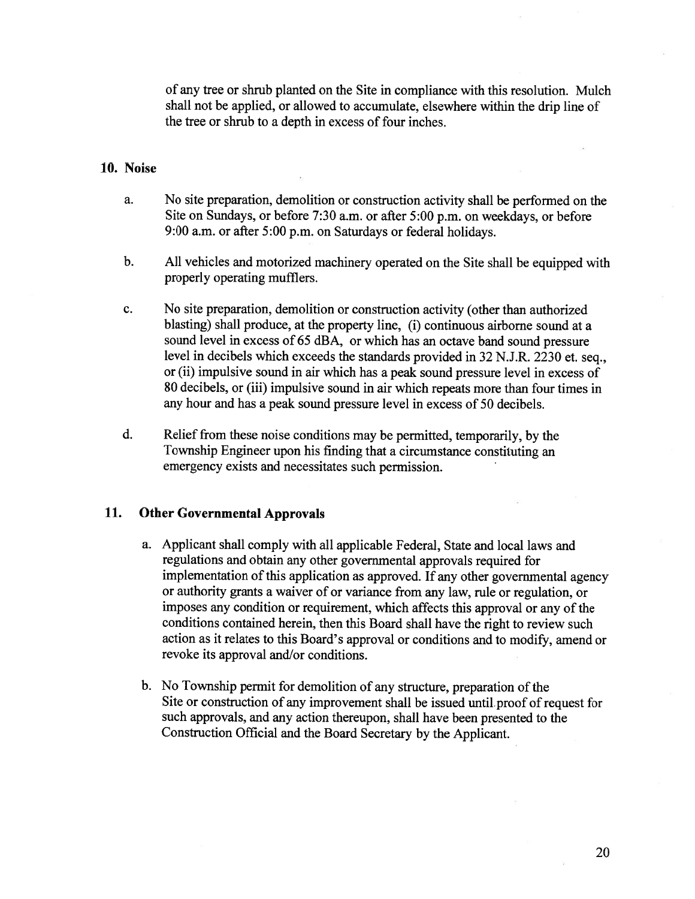of any tree or shrub planted on the Site in compliance with this resolution. Mulch shall not be applied, or allowed to accumulate, elsewhere within the drip line of the tree or shrub to a depth in excess of four inches.

**10. Noise**

a. No site preparation, demolition or construction activity shall be performed on the Site on Sundays, or before 7:30 a.m. or after 5:00 p.m. on weekdays, or before 9:00 a.m. or after 5:00 p.m. on Saturdays or federal holidays.

b. All vehicles and motorized machinery operated on the Site shall be equipped with properly operating mufflers.

c. No site preparation, demolition or construction activity (other than authorized blasting) shall produce, at the property line, (i) continuous airborne sound at a sound level in excess of 65 dBA, or which has an octave band sound pressure level in decibels which exceeds the standards provided in 32 N.J.R. 2230 et. seq., or (ii) impulsive sound in air which has a peak sound pressure level in excess of 80 decibels, or (iii) impulsive sound in air which repeats more than four times in any hour and has a peak sound pressure level in excess of 50 decibels.

d. Relief from these noise conditions may be permitted, temporarily, by the Township Engineer upon his finding that a circumstance constituting an emergency exists and necessitates such permission.

**11. Other Governmental Approvals**

a. Applicant shall comply with all applicable Federal, State and local laws and regulations and obtain any other governmental approvals required for implementation of this application as approved. If any other governmental agency or authority grants a waiver of or variance from any law, rule or regulation, or imposes any condition or requirement, which affects this approval or any of the conditions contained herein, then this Board shall have the right to review such action as it relates to this Board's approval or conditions and to modify, amend or revoke its approval and/or conditions.

b. No Township permit for demolition of any structure, preparation of the Site or construction of any improvement shall be issued until proof of request for such approvals, and any action thereupon, shall have been presented to the Construction Official and the Board Secretary by the Applicant.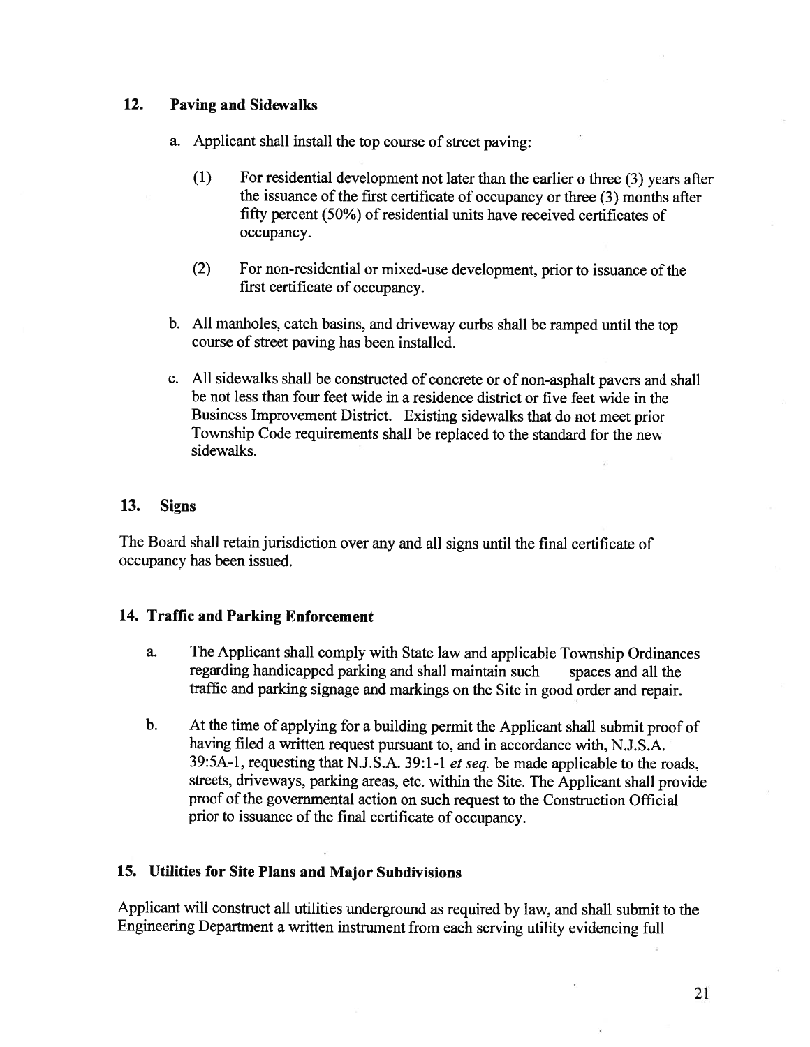## 12. Paving and Sidewalks

a. Applicant shall install the top course of street paving:

   (1) For residential development not later than the earlier o three (3) years after the issuance of the first certificate of occupancy or three (3) months after fifty percent (50%) of residential units have received certificates of occupancy.

   (2) For non-residential or mixed-use development, prior to issuance of the first certificate of occupancy.

b. All manholes, catch basins, and driveway curbs shall be ramped until the top course of street paving has been installed.

c. All sidewalks shall be constructed of concrete or of non-asphalt pavers and shall be not less than four feet wide in a residence district or five feet wide in the Business Improvement District. Existing sidewalks that do not meet prior Township Code requirements shall be replaced to the standard for the new sidewalks.

## 13. Signs

The Board shall retain jurisdiction over any and all signs until the final certificate of occupancy has been issued.

## 14. Traffic and Parking Enforcement

a. The Applicant shall comply with State law and applicable Township Ordinances regarding handicapped parking and shall maintain such spaces and all the traffic and parking signage and markings on the Site in good order and repair.

b. At the time of applying for a building permit the Applicant shall submit proof of having filed a written request pursuant to, and in accordance with, N.J.S.A. 39:5A-1, requesting that N.J.S.A. 39:1-1 *et seq.* be made applicable to the roads, streets, driveways, parking areas, etc. within the Site. The Applicant shall provide proof of the governmental action on such request to the Construction Official prior to issuance of the final certificate of occupancy.

## 15. Utilities for Site Plans and Major Subdivisions

Applicant will construct all utilities underground as required by law, and shall submit to the Engineering Department a written instrument from each serving utility evidencing full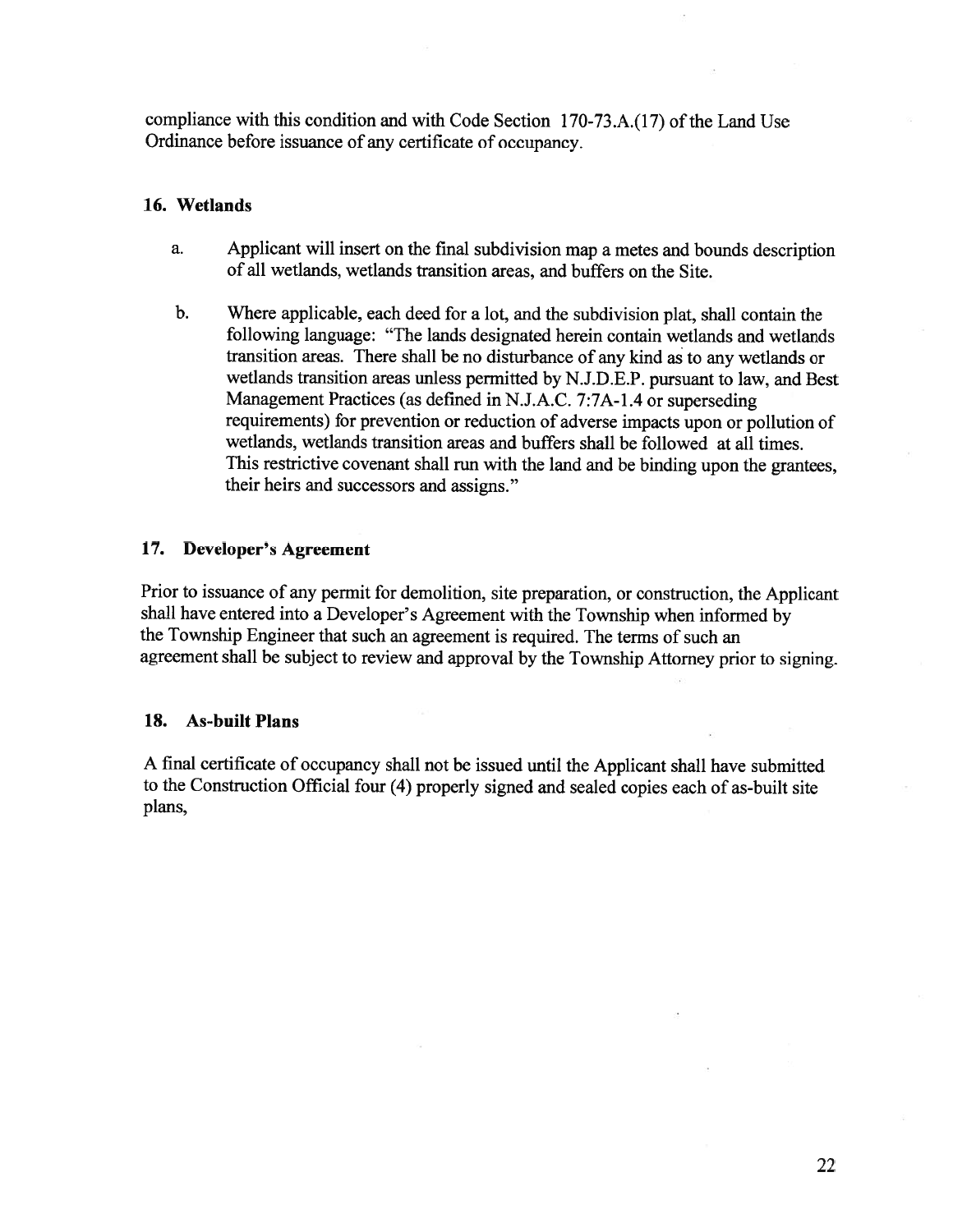compliance with this condition and with Code Section 170-73.A.(17) of the Land Use Ordinance before issuance of any certificate of occupancy.

### 16. Wetlands

a. Applicant will insert on the final subdivision map a metes and bounds description of all wetlands, wetlands transition areas, and buffers on the Site.

b. Where applicable, each deed for a lot, and the subdivision plat, shall contain the following language: "The lands designated herein contain wetlands and wetlands transition areas. There shall be no disturbance of any kind as to any wetlands or wetlands transition areas unless permitted by N.J.D.E.P. pursuant to law, and Best Management Practices (as defined in N.J.A.C. 7:7A-1.4 or superseding requirements) for prevention or reduction of adverse impacts upon or pollution of wetlands, wetlands transition areas and buffers shall be followed at all times. This restrictive covenant shall run with the land and be binding upon the grantees, their heirs and successors and assigns."

### 17. Developer's Agreement

Prior to issuance of any permit for demolition, site preparation, or construction, the Applicant shall have entered into a Developer's Agreement with the Township when informed by the Township Engineer that such an agreement is required. The terms of such an agreement shall be subject to review and approval by the Township Attorney prior to signing.

### 18. As-built Plans

A final certificate of occupancy shall not be issued until the Applicant shall have submitted to the Construction Official four (4) properly signed and sealed copies each of as-built site plans,